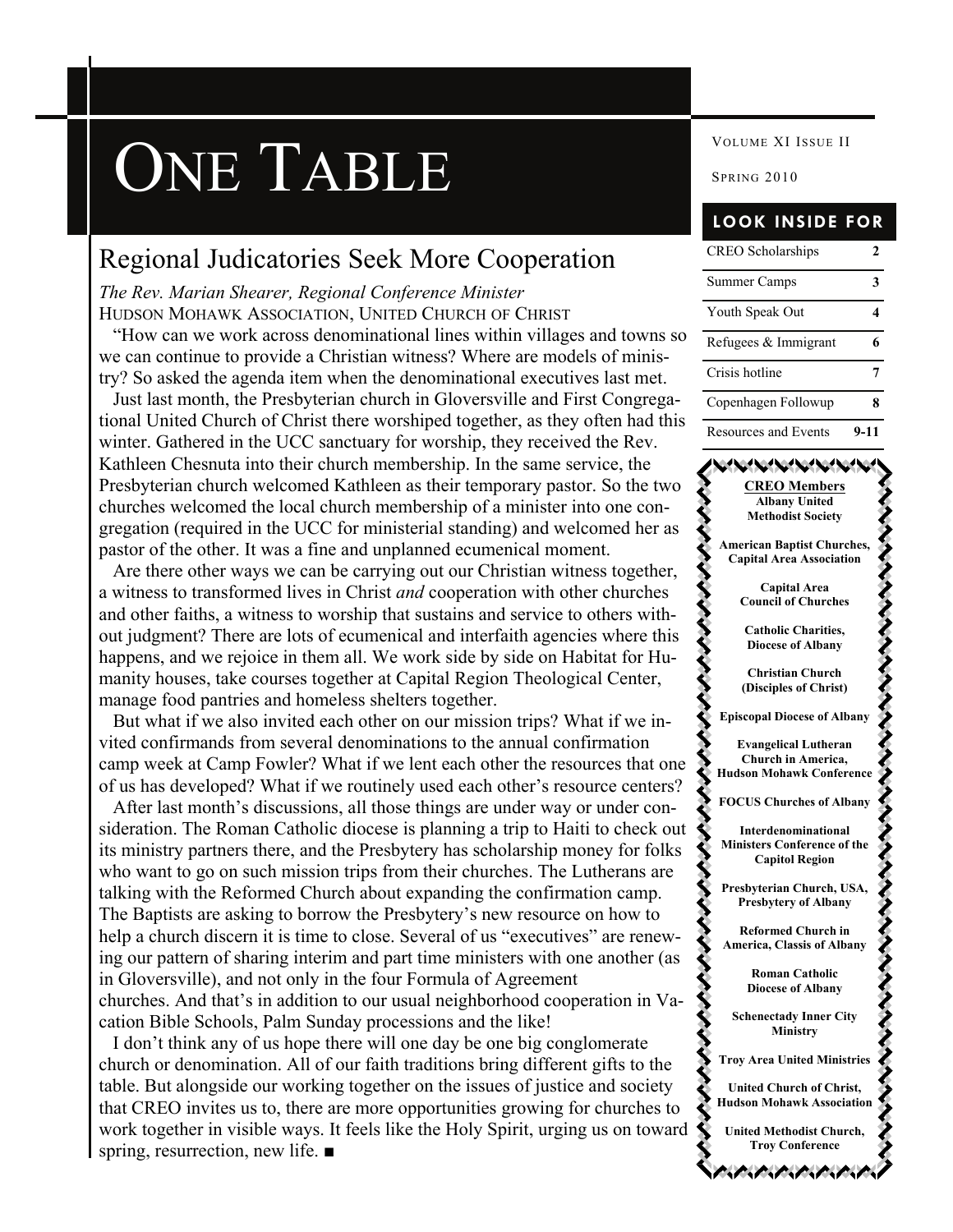# One Table

Volume XI Issue II

Spring 2010

## Regional Judicatories Seek More Cooperation

*The Rev. Marian Shearer, Regional Conference Minister*
Hudson Mohawk Association, United Church of Christ

"How can we work across denominational lines within villages and towns so we can continue to provide a Christian witness? Where are models of ministry? So asked the agenda item when the denominational executives last met.

Just last month, the Presbyterian church in Gloversville and First Congregational United Church of Christ there worshiped together, as they often had this winter. Gathered in the UCC sanctuary for worship, they received the Rev. Kathleen Chesnuta into their church membership. In the same service, the Presbyterian church welcomed Kathleen as their temporary pastor. So the two churches welcomed the local church membership of a minister into one congregation (required in the UCC for ministerial standing) and welcomed her as pastor of the other. It was a fine and unplanned ecumenical moment.

Are there other ways we can be carrying out our Christian witness together, a witness to transformed lives in Christ *and* cooperation with other churches and other faiths, a witness to worship that sustains and service to others without judgment? There are lots of ecumenical and interfaith agencies where this happens, and we rejoice in them all. We work side by side on Habitat for Humanity houses, take courses together at Capital Region Theological Center, manage food pantries and homeless shelters together.

But what if we also invited each other on our mission trips? What if we invited confirmands from several denominations to the annual confirmation camp week at Camp Fowler? What if we lent each other the resources that one of us has developed? What if we routinely used each other's resource centers?

After last month's discussions, all those things are under way or under consideration. The Roman Catholic diocese is planning a trip to Haiti to check out its ministry partners there, and the Presbytery has scholarship money for folks who want to go on such mission trips from their churches. The Lutherans are talking with the Reformed Church about expanding the confirmation camp. The Baptists are asking to borrow the Presbytery's new resource on how to help a church discern it is time to close. Several of us "executives" are renewing our pattern of sharing interim and part time ministers with one another (as in Gloversville), and not only in the four Formula of Agreement churches. And that's in addition to our usual neighborhood cooperation in Vacation Bible Schools, Palm Sunday processions and the like!

I don't think any of us hope there will one day be one big conglomerate church or denomination. All of our faith traditions bring different gifts to the table. But alongside our working together on the issues of justice and society that CREO invites us to, there are more opportunities growing for churches to work together in visible ways. It feels like the Holy Spirit, urging us on toward spring, resurrection, new life. ■

### Look Inside For

| | |
|---|---|
| CREO Scholarships | 2 |
| Summer Camps | 3 |
| Youth Speak Out | 4 |
| Refugees & Immigrant | 6 |
| Crisis hotline | 7 |
| Copenhagen Followup | 8 |
| Resources and Events | 9-11 |

### CREO Members

**Albany United Methodist Society**

**American Baptist Churches, Capital Area Association**

**Capital Area Council of Churches**

**Catholic Charities, Diocese of Albany**

**Christian Church (Disciples of Christ)**

**Episcopal Diocese of Albany**

**Evangelical Lutheran Church in America, Hudson Mohawk Conference**

**FOCUS Churches of Albany**

**Interdenominational Ministers Conference of the Capitol Region**

**Presbyterian Church, USA, Presbytery of Albany**

**Reformed Church in America, Classis of Albany**

**Roman Catholic Diocese of Albany**

**Schenectady Inner City Ministry**

**Troy Area United Ministries**

**United Church of Christ, Hudson Mohawk Association**

**United Methodist Church, Troy Conference**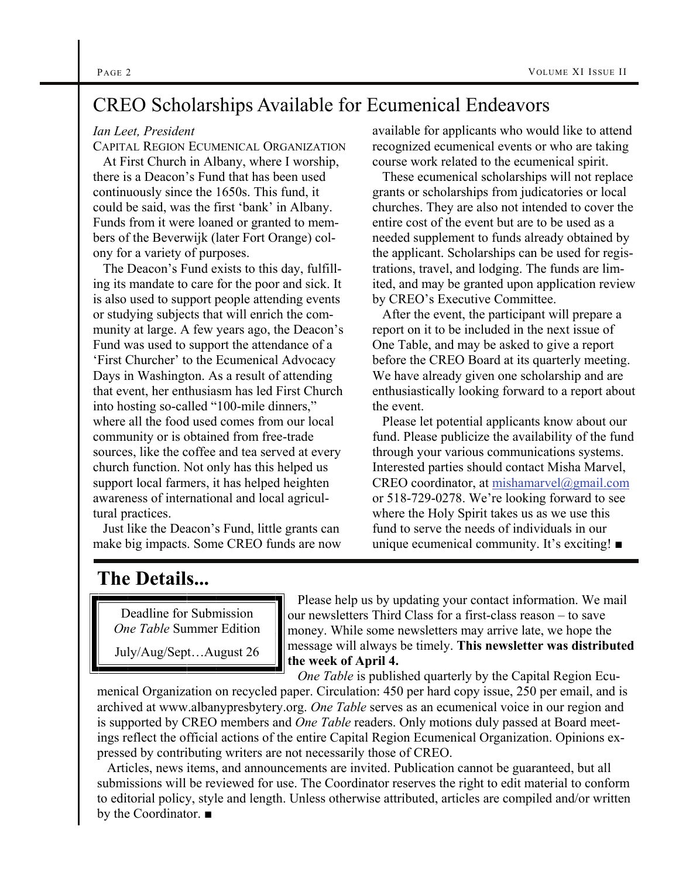# CREO Scholarships Available for Ecumenical Endeavors

*Ian Leet, President*
CAPITAL REGION ECUMENICAL ORGANIZATION

At First Church in Albany, where I worship, there is a Deacon's Fund that has been used continuously since the 1650s. This fund, it could be said, was the first 'bank' in Albany. Funds from it were loaned or granted to members of the Beverwijk (later Fort Orange) colony for a variety of purposes.

The Deacon's Fund exists to this day, fulfilling its mandate to care for the poor and sick. It is also used to support people attending events or studying subjects that will enrich the community at large. A few years ago, the Deacon's Fund was used to support the attendance of a 'First Churcher' to the Ecumenical Advocacy Days in Washington. As a result of attending that event, her enthusiasm has led First Church into hosting so-called "100-mile dinners," where all the food used comes from our local community or is obtained from free-trade sources, like the coffee and tea served at every church function. Not only has this helped us support local farmers, it has helped heighten awareness of international and local agricultural practices.

Just like the Deacon's Fund, little grants can make big impacts. Some CREO funds are now available for applicants who would like to attend recognized ecumenical events or who are taking course work related to the ecumenical spirit.

These ecumenical scholarships will not replace grants or scholarships from judicatories or local churches. They are also not intended to cover the entire cost of the event but are to be used as a needed supplement to funds already obtained by the applicant. Scholarships can be used for registrations, travel, and lodging. The funds are limited, and may be granted upon application review by CREO's Executive Committee.

After the event, the participant will prepare a report on it to be included in the next issue of One Table, and may be asked to give a report before the CREO Board at its quarterly meeting. We have already given one scholarship and are enthusiastically looking forward to a report about the event.

Please let potential applicants know about our fund. Please publicize the availability of the fund through your various communications systems. Interested parties should contact Misha Marvel, CREO coordinator, at mishamarvel@gmail.com or 518-729-0278. We're looking forward to see where the Holy Spirit takes us as we use this fund to serve the needs of individuals in our unique ecumenical community. It's exciting! ■

## The Details...

Deadline for Submission
*One Table* Summer Edition
July/Aug/Sept…August 26

Please help us by updating your contact information. We mail our newsletters Third Class for a first-class reason – to save money. While some newsletters may arrive late, we hope the message will always be timely. **This newsletter was distributed the week of April 4.**

*One Table* is published quarterly by the Capital Region Ecumenical Organization on recycled paper. Circulation: 450 per hard copy issue, 250 per email, and is archived at www.albanypresbytery.org. *One Table* serves as an ecumenical voice in our region and is supported by CREO members and *One Table* readers. Only motions duly passed at Board meetings reflect the official actions of the entire Capital Region Ecumenical Organization. Opinions expressed by contributing writers are not necessarily those of CREO.

Articles, news items, and announcements are invited. Publication cannot be guaranteed, but all submissions will be reviewed for use. The Coordinator reserves the right to edit material to conform to editorial policy, style and length. Unless otherwise attributed, articles are compiled and/or written by the Coordinator. ■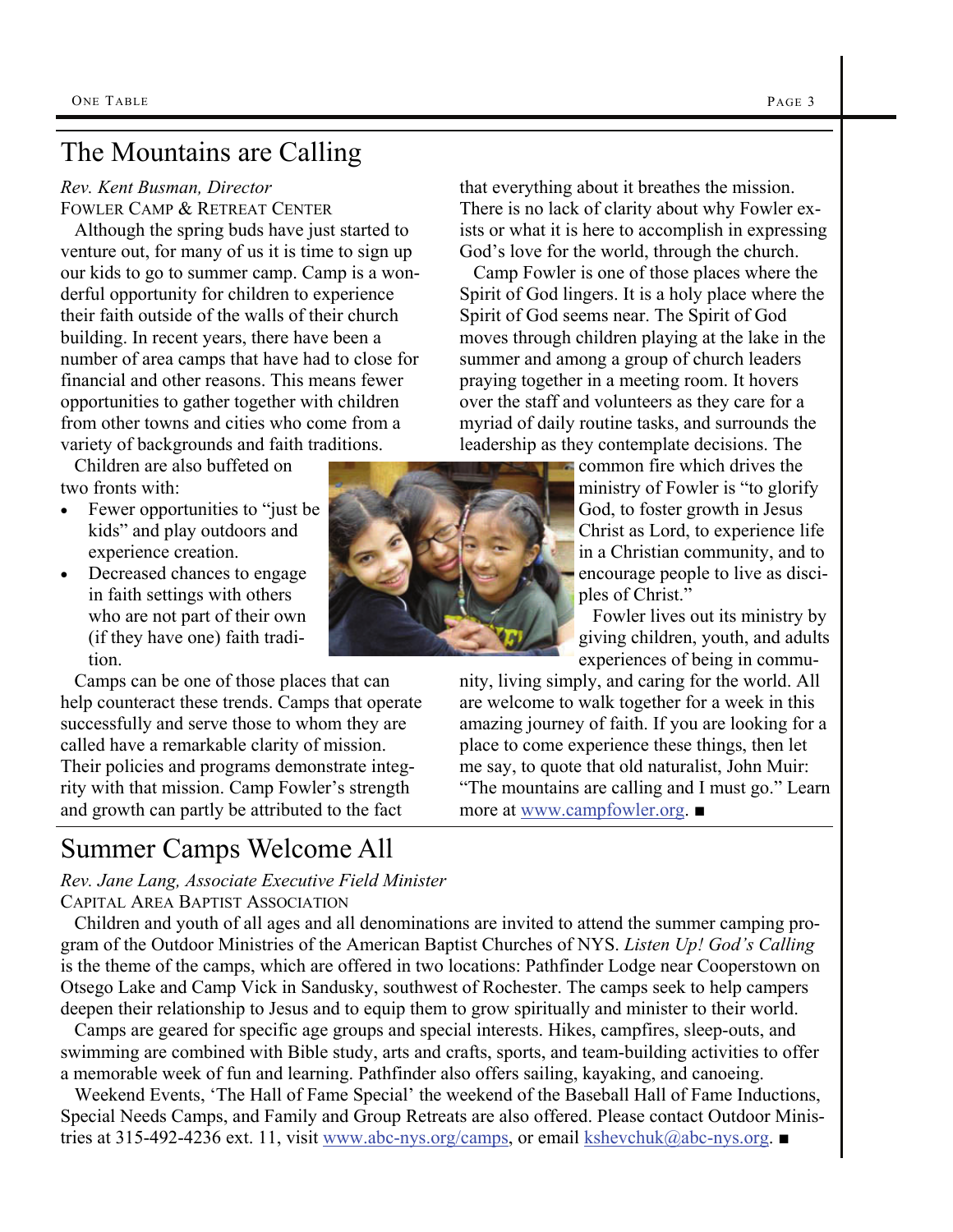# The Mountains are Calling

*Rev. Kent Busman, Director*
FOWLER CAMP & RETREAT CENTER

Although the spring buds have just started to venture out, for many of us it is time to sign up our kids to go to summer camp. Camp is a wonderful opportunity for children to experience their faith outside of the walls of their church building. In recent years, there have been a number of area camps that have had to close for financial and other reasons. This means fewer opportunities to gather together with children from other towns and cities who come from a variety of backgrounds and faith traditions.

Children are also buffeted on two fronts with:

- Fewer opportunities to "just be kids" and play outdoors and experience creation.
- Decreased chances to engage in faith settings with others who are not part of their own (if they have one) faith tradition.

Camps can be one of those places that can help counteract these trends. Camps that operate successfully and serve those to whom they are called have a remarkable clarity of mission. Their policies and programs demonstrate integrity with that mission. Camp Fowler's strength and growth can partly be attributed to the fact that everything about it breathes the mission. There is no lack of clarity about why Fowler exists or what it is here to accomplish in expressing God's love for the world, through the church.

Camp Fowler is one of those places where the Spirit of God lingers. It is a holy place where the Spirit of God seems near. The Spirit of God moves through children playing at the lake in the summer and among a group of church leaders praying together in a meeting room. It hovers over the staff and volunteers as they care for a myriad of daily routine tasks, and surrounds the leadership as they contemplate decisions. The common fire which drives the ministry of Fowler is "to glorify God, to foster growth in Jesus Christ as Lord, to experience life in a Christian community, and to encourage people to live as disciples of Christ."

Fowler lives out its ministry by giving children, youth, and adults experiences of being in community, living simply, and caring for the world. All are welcome to walk together for a week in this amazing journey of faith. If you are looking for a place to come experience these things, then let me say, to quote that old naturalist, John Muir: "The mountains are calling and I must go." Learn more at www.campfowler.org. ■

# Summer Camps Welcome All

*Rev. Jane Lang, Associate Executive Field Minister*
CAPITAL AREA BAPTIST ASSOCIATION

Children and youth of all ages and all denominations are invited to attend the summer camping program of the Outdoor Ministries of the American Baptist Churches of NYS. *Listen Up! God's Calling* is the theme of the camps, which are offered in two locations: Pathfinder Lodge near Cooperstown on Otsego Lake and Camp Vick in Sandusky, southwest of Rochester. The camps seek to help campers deepen their relationship to Jesus and to equip them to grow spiritually and minister to their world.

Camps are geared for specific age groups and special interests. Hikes, campfires, sleep-outs, and swimming are combined with Bible study, arts and crafts, sports, and team-building activities to offer a memorable week of fun and learning. Pathfinder also offers sailing, kayaking, and canoeing.

Weekend Events, 'The Hall of Fame Special' the weekend of the Baseball Hall of Fame Inductions, Special Needs Camps, and Family and Group Retreats are also offered. Please contact Outdoor Ministries at 315-492-4236 ext. 11, visit www.abc-nys.org/camps, or email kshevchuk@abc-nys.org. ■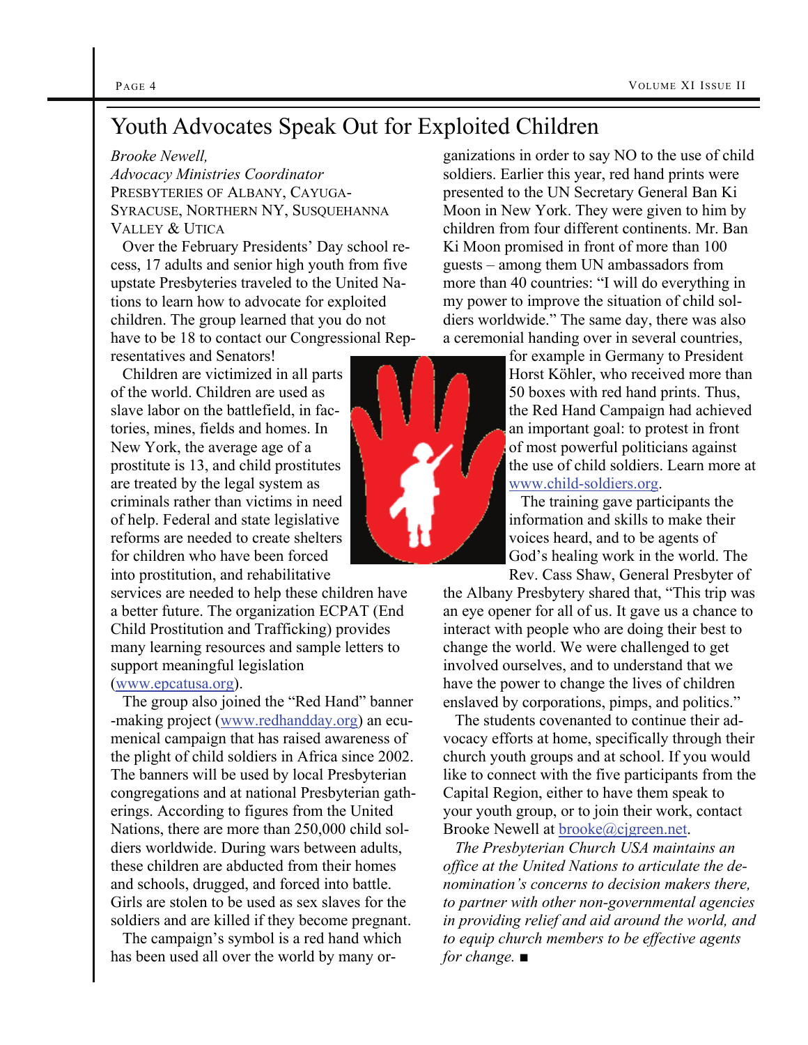# Youth Advocates Speak Out for Exploited Children

*Brooke Newell,*
*Advocacy Ministries Coordinator*
PRESBYTERIES OF ALBANY, CAYUGA-SYRACUSE, NORTHERN NY, SUSQUEHANNA VALLEY & UTICA

Over the February Presidents' Day school recess, 17 adults and senior high youth from five upstate Presbyteries traveled to the United Nations to learn how to advocate for exploited children. The group learned that you do not have to be 18 to contact our Congressional Representatives and Senators!

Children are victimized in all parts of the world. Children are used as slave labor on the battlefield, in factories, mines, fields and homes. In New York, the average age of a prostitute is 13, and child prostitutes are treated by the legal system as criminals rather than victims in need of help. Federal and state legislative reforms are needed to create shelters for children who have been forced into prostitution, and rehabilitative services are needed to help these children have a better future. The organization ECPAT (End Child Prostitution and Trafficking) provides many learning resources and sample letters to support meaningful legislation (www.epcatusa.org).

The group also joined the "Red Hand" banner-making project (www.redhandday.org) an ecumenical campaign that has raised awareness of the plight of child soldiers in Africa since 2002. The banners will be used by local Presbyterian congregations and at national Presbyterian gatherings. According to figures from the United Nations, there are more than 250,000 child soldiers worldwide. During wars between adults, these children are abducted from their homes and schools, drugged, and forced into battle. Girls are stolen to be used as sex slaves for the soldiers and are killed if they become pregnant.

The campaign's symbol is a red hand which has been used all over the world by many organizations in order to say NO to the use of child soldiers. Earlier this year, red hand prints were presented to the UN Secretary General Ban Ki Moon in New York. They were given to him by children from four different continents. Mr. Ban Ki Moon promised in front of more than 100 guests – among them UN ambassadors from more than 40 countries: "I will do everything in my power to improve the situation of child soldiers worldwide." The same day, there was also a ceremonial handing over in several countries, for example in Germany to President Horst Köhler, who received more than 50 boxes with red hand prints. Thus, the Red Hand Campaign had achieved an important goal: to protest in front of most powerful politicians against the use of child soldiers. Learn more at www.child-soldiers.org.

The training gave participants the information and skills to make their voices heard, and to be agents of God's healing work in the world. The Rev. Cass Shaw, General Presbyter of the Albany Presbytery shared that, "This trip was an eye opener for all of us. It gave us a chance to interact with people who are doing their best to change the world. We were challenged to get involved ourselves, and to understand that we have the power to change the lives of children enslaved by corporations, pimps, and politics."

The students covenanted to continue their advocacy efforts at home, specifically through their church youth groups and at school. If you would like to connect with the five participants from the Capital Region, either to have them speak to your youth group, or to join their work, contact Brooke Newell at brooke@cjgreen.net.

*The Presbyterian Church USA maintains an office at the United Nations to articulate the denomination's concerns to decision makers there, to partner with other non-governmental agencies in providing relief and aid around the world, and to equip church members to be effective agents for change.* ■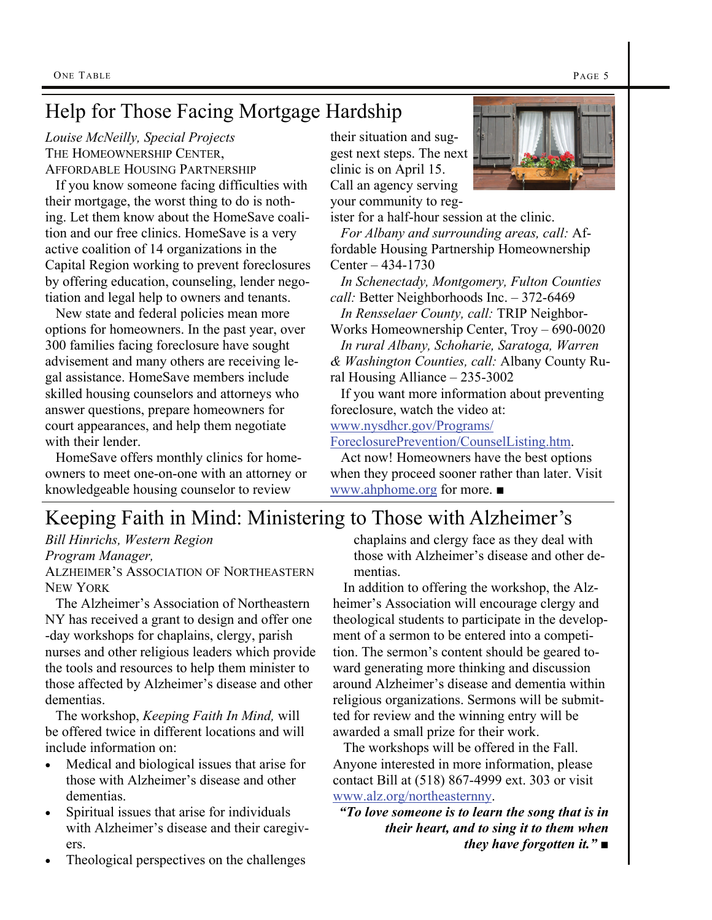## Help for Those Facing Mortgage Hardship

*Louise McNeilly, Special Projects*
THE HOMEOWNERSHIP CENTER,
AFFORDABLE HOUSING PARTNERSHIP

If you know someone facing difficulties with their mortgage, the worst thing to do is nothing. Let them know about the HomeSave coalition and our free clinics. HomeSave is a very active coalition of 14 organizations in the Capital Region working to prevent foreclosures by offering education, counseling, lender negotiation and legal help to owners and tenants.

New state and federal policies mean more options for homeowners. In the past year, over 300 families facing foreclosure have sought advisement and many others are receiving legal assistance. HomeSave members include skilled housing counselors and attorneys who answer questions, prepare homeowners for court appearances, and help them negotiate with their lender.

HomeSave offers monthly clinics for homeowners to meet one-on-one with an attorney or knowledgeable housing counselor to review their situation and suggest next steps. The next clinic is on April 15. Call an agency serving your community to register for a half-hour session at the clinic.

*For Albany and surrounding areas, call:* Affordable Housing Partnership Homeownership Center – 434-1730

*In Schenectady, Montgomery, Fulton Counties call:* Better Neighborhoods Inc. – 372-6469

*In Rensselaer County, call:* TRIP NeighborWorks Homeownership Center, Troy – 690-0020

*In rural Albany, Schoharie, Saratoga, Warren & Washington Counties, call:* Albany County Rural Housing Alliance – 235-3002

If you want more information about preventing foreclosure, watch the video at: www.nysdhcr.gov/Programs/ForeclosurePrevention/CounselListing.htm.

Act now! Homeowners have the best options when they proceed sooner rather than later. Visit www.ahphome.org for more. ■

## Keeping Faith in Mind: Ministering to Those with Alzheimer's

*Bill Hinrichs, Western Region*
*Program Manager,*
ALZHEIMER'S ASSOCIATION OF NORTHEASTERN NEW YORK

The Alzheimer's Association of Northeastern NY has received a grant to design and offer one-day workshops for chaplains, clergy, parish nurses and other religious leaders which provide the tools and resources to help them minister to those affected by Alzheimer's disease and other dementias.

The workshop, *Keeping Faith In Mind,* will be offered twice in different locations and will include information on:

- Medical and biological issues that arise for those with Alzheimer's disease and other dementias.
- Spiritual issues that arise for individuals with Alzheimer's disease and their caregivers.
- Theological perspectives on the challenges chaplains and clergy face as they deal with those with Alzheimer's disease and other dementias.

In addition to offering the workshop, the Alzheimer's Association will encourage clergy and theological students to participate in the development of a sermon to be entered into a competition. The sermon's content should be geared toward generating more thinking and discussion around Alzheimer's disease and dementia within religious organizations. Sermons will be submitted for review and the winning entry will be awarded a small prize for their work.

The workshops will be offered in the Fall. Anyone interested in more information, please contact Bill at (518) 867-4999 ext. 303 or visit www.alz.org/northeasternny.

***"To love someone is to learn the song that is in their heart, and to sing it to them when they have forgotten it."*** ■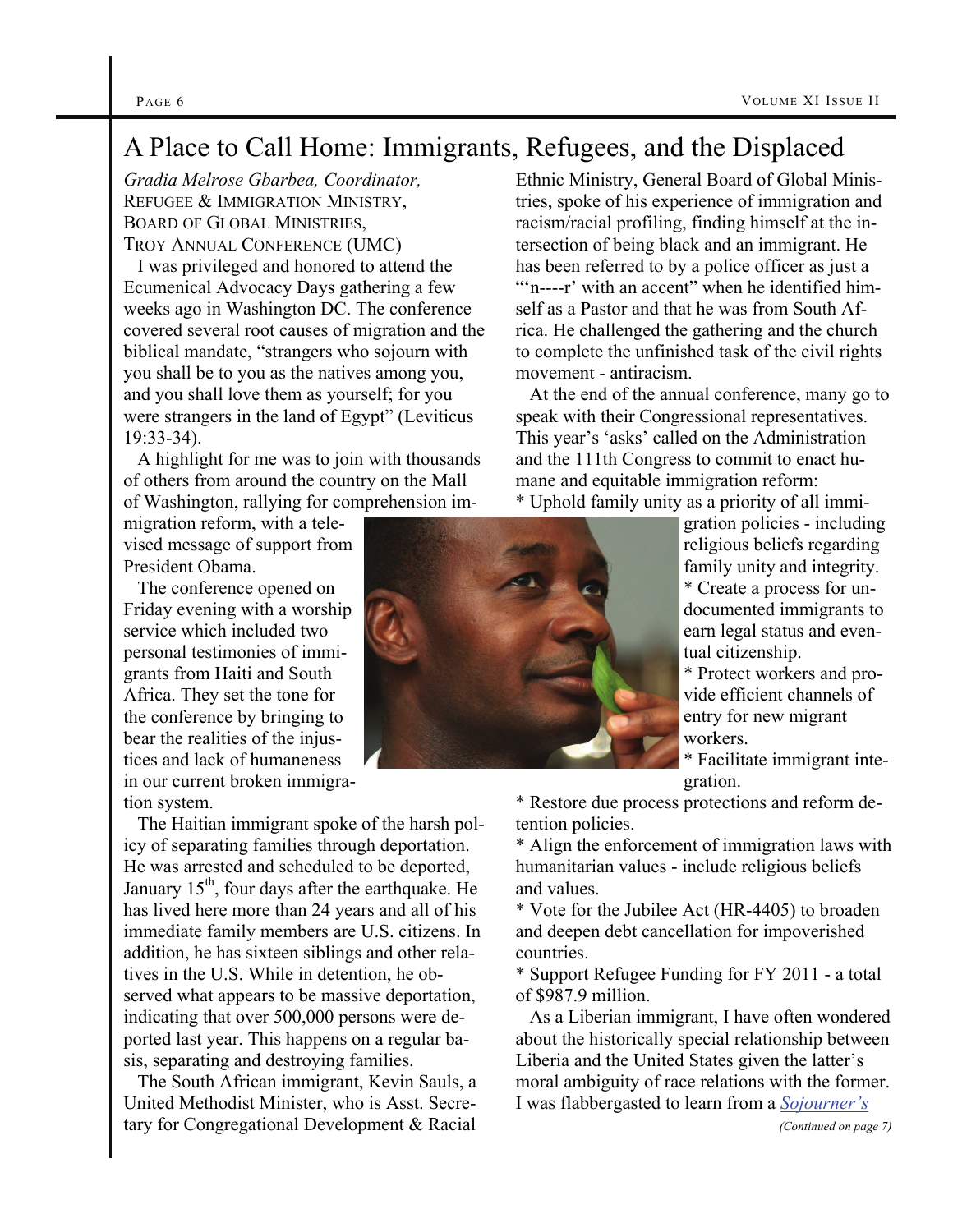# A Place to Call Home: Immigrants, Refugees, and the Displaced

*Gradia Melrose Gbarbea, Coordinator,*
REFUGEE & IMMIGRATION MINISTRY,
BOARD OF GLOBAL MINISTRIES,
TROY ANNUAL CONFERENCE (UMC)

I was privileged and honored to attend the Ecumenical Advocacy Days gathering a few weeks ago in Washington DC. The conference covered several root causes of migration and the biblical mandate, "strangers who sojourn with you shall be to you as the natives among you, and you shall love them as yourself; for you were strangers in the land of Egypt" (Leviticus 19:33-34).

A highlight for me was to join with thousands of others from around the country on the Mall of Washington, rallying for comprehension immigration reform, with a televised message of support from President Obama.

The conference opened on Friday evening with a worship service which included two personal testimonies of immigrants from Haiti and South Africa. They set the tone for the conference by bringing to bear the realities of the injustices and lack of humaneness in our current broken immigration system.

The Haitian immigrant spoke of the harsh policy of separating families through deportation. He was arrested and scheduled to be deported, January 15th, four days after the earthquake. He has lived here more than 24 years and all of his immediate family members are U.S. citizens. In addition, he has sixteen siblings and other relatives in the U.S. While in detention, he observed what appears to be massive deportation, indicating that over 500,000 persons were deported last year. This happens on a regular basis, separating and destroying families.

The South African immigrant, Kevin Sauls, a United Methodist Minister, who is Asst. Secretary for Congregational Development & Racial Ethnic Ministry, General Board of Global Ministries, spoke of his experience of immigration and racism/racial profiling, finding himself at the intersection of being black and an immigrant. He has been referred to by a police officer as just a "'n----r' with an accent" when he identified himself as a Pastor and that he was from South Africa. He challenged the gathering and the church to complete the unfinished task of the civil rights movement - antiracism.

At the end of the annual conference, many go to speak with their Congressional representatives. This year's 'asks' called on the Administration and the 111th Congress to commit to enact humane and equitable immigration reform:

* Uphold family unity as a priority of all immigration policies - including religious beliefs regarding family unity and integrity.
* Create a process for undocumented immigrants to earn legal status and eventual citizenship.
* Protect workers and provide efficient channels of entry for new migrant workers.
* Facilitate immigrant integration.
* Restore due process protections and reform detention policies.
* Align the enforcement of immigration laws with humanitarian values - include religious beliefs and values.
* Vote for the Jubilee Act (HR-4405) to broaden and deepen debt cancellation for impoverished countries.
* Support Refugee Funding for FY 2011 - a total of $987.9 million.

As a Liberian immigrant, I have often wondered about the historically special relationship between Liberia and the United States given the latter's moral ambiguity of race relations with the former. I was flabbergasted to learn from a *Sojourner's*

*(Continued on page 7)*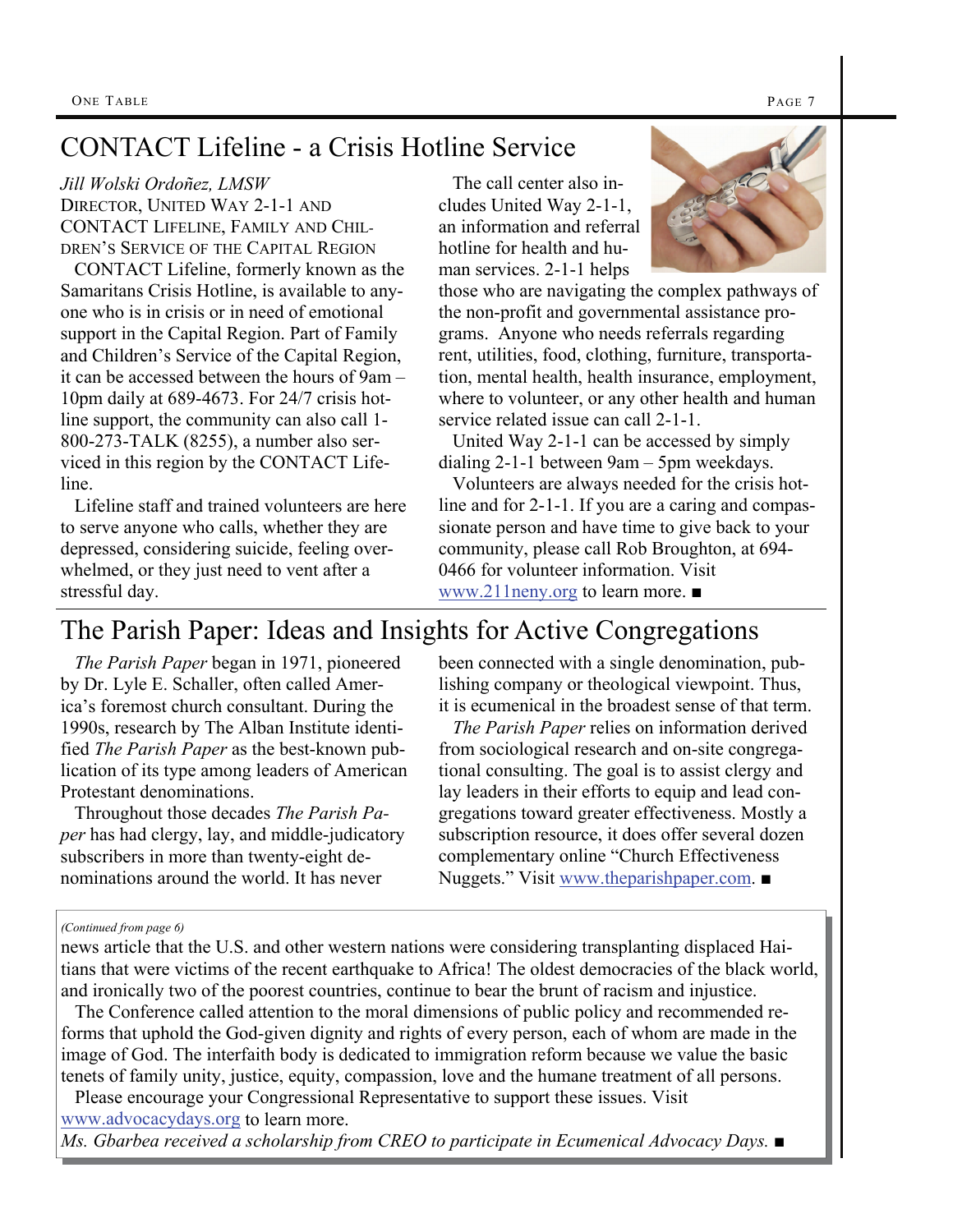## CONTACT Lifeline - a Crisis Hotline Service

*Jill Wolski Ordoñez, LMSW*
Director, United Way 2-1-1 and CONTACT Lifeline, Family and Children's Service of the Capital Region

CONTACT Lifeline, formerly known as the Samaritans Crisis Hotline, is available to anyone who is in crisis or in need of emotional support in the Capital Region. Part of Family and Children's Service of the Capital Region, it can be accessed between the hours of 9am – 10pm daily at 689-4673. For 24/7 crisis hotline support, the community can also call 1-800-273-TALK (8255), a number also serviced in this region by the CONTACT Lifeline.

Lifeline staff and trained volunteers are here to serve anyone who calls, whether they are depressed, considering suicide, feeling overwhelmed, or they just need to vent after a stressful day.

The call center also includes United Way 2-1-1, an information and referral hotline for health and human services. 2-1-1 helps those who are navigating the complex pathways of the non-profit and governmental assistance programs. Anyone who needs referrals regarding rent, utilities, food, clothing, furniture, transportation, mental health, health insurance, employment, where to volunteer, or any other health and human service related issue can call 2-1-1.

United Way 2-1-1 can be accessed by simply dialing 2-1-1 between 9am – 5pm weekdays.

Volunteers are always needed for the crisis hotline and for 2-1-1. If you are a caring and compassionate person and have time to give back to your community, please call Rob Broughton, at 694-0466 for volunteer information. Visit www.211neny.org to learn more. ■

## The Parish Paper: Ideas and Insights for Active Congregations

*The Parish Paper* began in 1971, pioneered by Dr. Lyle E. Schaller, often called America's foremost church consultant. During the 1990s, research by The Alban Institute identified *The Parish Paper* as the best-known publication of its type among leaders of American Protestant denominations.

Throughout those decades *The Parish Paper* has had clergy, lay, and middle-judicatory subscribers in more than twenty-eight denominations around the world. It has never been connected with a single denomination, publishing company or theological viewpoint. Thus, it is ecumenical in the broadest sense of that term.

*The Parish Paper* relies on information derived from sociological research and on-site congregational consulting. The goal is to assist clergy and lay leaders in their efforts to equip and lead congregations toward greater effectiveness. Mostly a subscription resource, it does offer several dozen complementary online "Church Effectiveness Nuggets." Visit www.theparishpaper.com. ■

*(Continued from page 6)*

news article that the U.S. and other western nations were considering transplanting displaced Haitians that were victims of the recent earthquake to Africa! The oldest democracies of the black world, and ironically two of the poorest countries, continue to bear the brunt of racism and injustice.

The Conference called attention to the moral dimensions of public policy and recommended reforms that uphold the God-given dignity and rights of every person, each of whom are made in the image of God. The interfaith body is dedicated to immigration reform because we value the basic tenets of family unity, justice, equity, compassion, love and the humane treatment of all persons.

Please encourage your Congressional Representative to support these issues. Visit www.advocacydays.org to learn more.

*Ms. Gbarbea received a scholarship from CREO to participate in Ecumenical Advocacy Days.* ■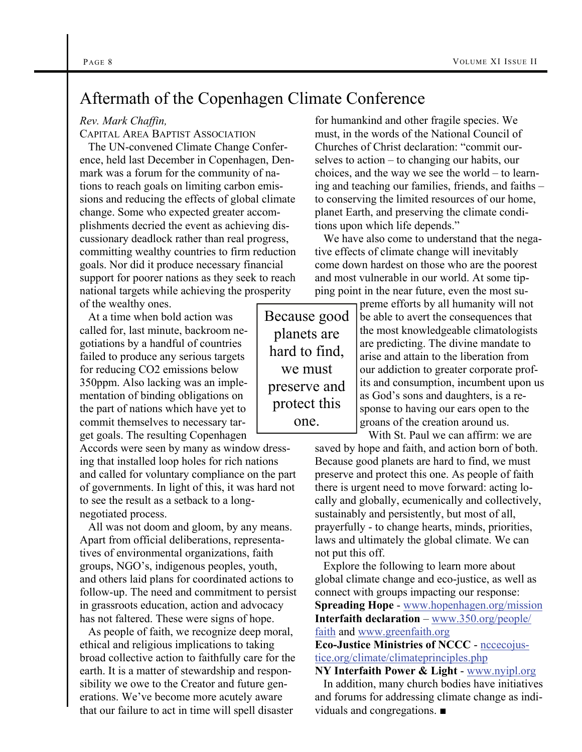# Aftermath of the Copenhagen Climate Conference

*Rev. Mark Chaffin,*
CAPITAL AREA BAPTIST ASSOCIATION

The UN-convened Climate Change Conference, held last December in Copenhagen, Denmark was a forum for the community of nations to reach goals on limiting carbon emissions and reducing the effects of global climate change. Some who expected greater accomplishments decried the event as achieving discussionary deadlock rather than real progress, committing wealthy countries to firm reduction goals. Nor did it produce necessary financial support for poorer nations as they seek to reach national targets while achieving the prosperity of the wealthy ones.

At a time when bold action was called for, last minute, backroom negotiations by a handful of countries failed to produce any serious targets for reducing CO2 emissions below 350ppm. Also lacking was an implementation of binding obligations on the part of nations which have yet to commit themselves to necessary target goals. The resulting Copenhagen Accords were seen by many as window dressing that installed loop holes for rich nations and called for voluntary compliance on the part of governments. In light of this, it was hard not to see the result as a setback to a long-negotiated process.

All was not doom and gloom, by any means. Apart from official deliberations, representatives of environmental organizations, faith groups, NGO's, indigenous peoples, youth, and others laid plans for coordinated actions to follow-up. The need and commitment to persist in grassroots education, action and advocacy has not faltered. These were signs of hope.

As people of faith, we recognize deep moral, ethical and religious implications to taking broad collective action to faithfully care for the earth. It is a matter of stewardship and responsibility we owe to the Creator and future generations. We've become more acutely aware that our failure to act in time will spell disaster for humankind and other fragile species. We must, in the words of the National Council of Churches of Christ declaration: "commit ourselves to action – to changing our habits, our choices, and the way we see the world – to learning and teaching our families, friends, and faiths – to conserving the limited resources of our home, planet Earth, and preserving the climate conditions upon which life depends."

We have also come to understand that the negative effects of climate change will inevitably come down hardest on those who are the poorest and most vulnerable in our world. At some tipping point in the near future, even the most supreme efforts by all humanity will not be able to avert the consequences that the most knowledgeable climatologists are predicting. The divine mandate to arise and attain to the liberation from our addiction to greater corporate profits and consumption, incumbent upon us as God's sons and daughters, is a response to having our ears open to the groans of the creation around us.

> Because good planets are hard to find, we must preserve and protect this one.

With St. Paul we can affirm: we are saved by hope and faith, and action born of both. Because good planets are hard to find, we must preserve and protect this one. As people of faith there is urgent need to move forward: acting locally and globally, ecumenically and collectively, sustainably and persistently, but most of all, prayerfully - to change hearts, minds, priorities, laws and ultimately the global climate. We can not put this off.

Explore the following to learn more about global climate change and eco-justice, as well as connect with groups impacting our response:

**Spreading Hope** - www.hopenhagen.org/mission
**Interfaith declaration** – www.350.org/people/faith and www.greenfaith.org
**Eco-Justice Ministries of NCCC** - nccecojustice.org/climate/climateprinciples.php
**NY Interfaith Power & Light** - www.nyipl.org

In addition, many church bodies have initiatives and forums for addressing climate change as individuals and congregations. ■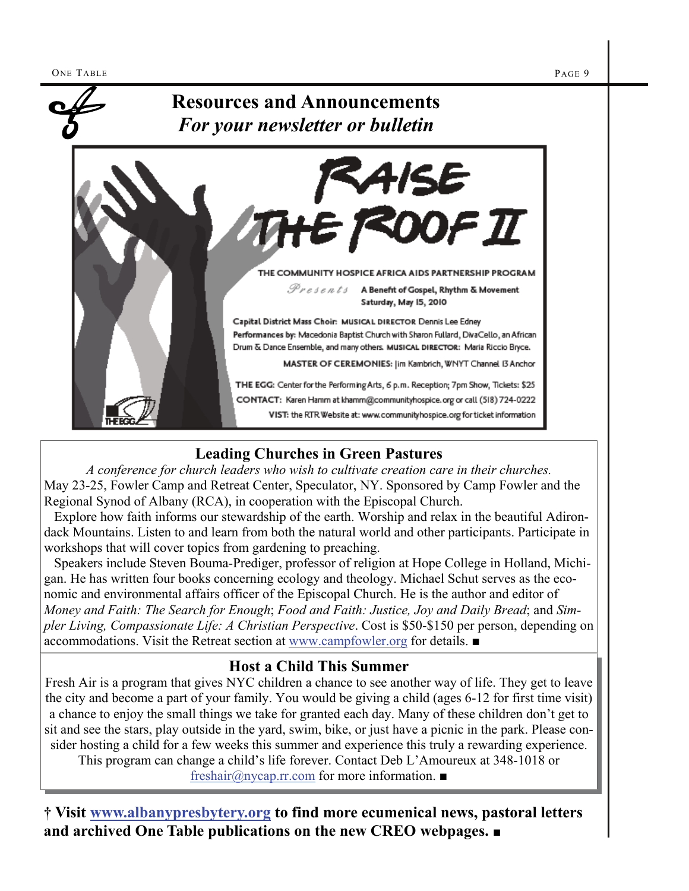# Resources and Announcements

## *For your newsletter or bulletin*

**RAISE THE ROOF II**

THE COMMUNITY HOSPICE AFRICA AIDS PARTNERSHIP PROGRAM

*Presents* **A Benefit of Gospel, Rhythm & Movement**
**Saturday, May 15, 2010**

**Capital District Mass Choir: MUSICAL DIRECTOR** Dennis Lee Edney
**Performances by:** Macedonia Baptist Church with Sharon Fullard, DivaCello, an African Drum & Dance Ensemble, and many others. **MUSICAL DIRECTOR:** Maria Riccio Bryce.

**MASTER OF CEREMONIES:** Jim Kambrich, WNYT Channel 13 Anchor

**THE EGG:** Center for the Performing Arts, 6 p.m. Reception; 7pm Show, Tickets: $25
**CONTACT:** Karen Hamm at khamm@communityhospice.org or call (518) 724-0222
**VIST:** the RTR Website at: www.communityhospice.org for ticket information

### Leading Churches in Green Pastures

*A conference for church leaders who wish to cultivate creation care in their churches.*

May 23-25, Fowler Camp and Retreat Center, Speculator, NY. Sponsored by Camp Fowler and the Regional Synod of Albany (RCA), in cooperation with the Episcopal Church.

Explore how faith informs our stewardship of the earth. Worship and relax in the beautiful Adirondack Mountains. Listen to and learn from both the natural world and other participants. Participate in workshops that will cover topics from gardening to preaching.

Speakers include Steven Bouma-Prediger, professor of religion at Hope College in Holland, Michigan. He has written four books concerning ecology and theology. Michael Schut serves as the economic and environmental affairs officer of the Episcopal Church. He is the author and editor of *Money and Faith: The Search for Enough*; *Food and Faith: Justice, Joy and Daily Bread*; and *Simpler Living, Compassionate Life: A Christian Perspective*. Cost is $50-$150 per person, depending on accommodations. Visit the Retreat section at www.campfowler.org for details. ■

### Host a Child This Summer

Fresh Air is a program that gives NYC children a chance to see another way of life. They get to leave the city and become a part of your family. You would be giving a child (ages 6-12 for first time visit) a chance to enjoy the small things we take for granted each day. Many of these children don't get to sit and see the stars, play outside in the yard, swim, bike, or just have a picnic in the park. Please consider hosting a child for a few weeks this summer and experience this truly a rewarding experience. This program can change a child's life forever. Contact Deb L'Amoureux at 348-1018 or freshair@nycap.rr.com for more information. ■

**† Visit www.albanypresbytery.org to find more ecumenical news, pastoral letters and archived One Table publications on the new CREO webpages. ■**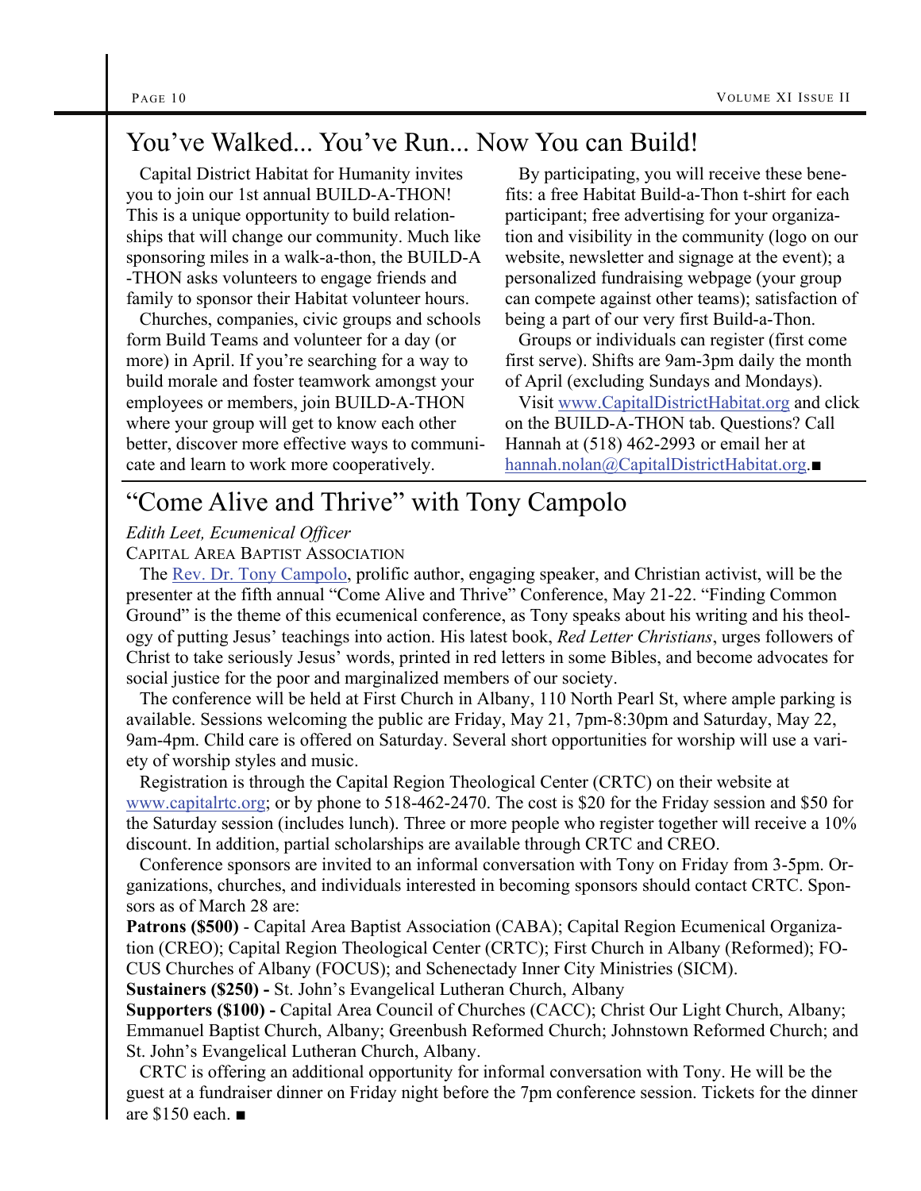## You've Walked... You've Run... Now You can Build!

Capital District Habitat for Humanity invites you to join our 1st annual BUILD-A-THON! This is a unique opportunity to build relationships that will change our community. Much like sponsoring miles in a walk-a-thon, the BUILD-A-THON asks volunteers to engage friends and family to sponsor their Habitat volunteer hours.

Churches, companies, civic groups and schools form Build Teams and volunteer for a day (or more) in April. If you're searching for a way to build morale and foster teamwork amongst your employees or members, join BUILD-A-THON where your group will get to know each other better, discover more effective ways to communicate and learn to work more cooperatively.

By participating, you will receive these benefits: a free Habitat Build-a-Thon t-shirt for each participant; free advertising for your organization and visibility in the community (logo on our website, newsletter and signage at the event); a personalized fundraising webpage (your group can compete against other teams); satisfaction of being a part of our very first Build-a-Thon.

Groups or individuals can register (first come first serve). Shifts are 9am-3pm daily the month of April (excluding Sundays and Mondays).

Visit www.CapitalDistrictHabitat.org and click on the BUILD-A-THON tab. Questions? Call Hannah at (518) 462-2993 or email her at hannah.nolan@CapitalDistrictHabitat.org.■

## "Come Alive and Thrive" with Tony Campolo

*Edith Leet, Ecumenical Officer*

CAPITAL AREA BAPTIST ASSOCIATION

The Rev. Dr. Tony Campolo, prolific author, engaging speaker, and Christian activist, will be the presenter at the fifth annual "Come Alive and Thrive" Conference, May 21-22. "Finding Common Ground" is the theme of this ecumenical conference, as Tony speaks about his writing and his theology of putting Jesus' teachings into action. His latest book, *Red Letter Christians*, urges followers of Christ to take seriously Jesus' words, printed in red letters in some Bibles, and become advocates for social justice for the poor and marginalized members of our society.

The conference will be held at First Church in Albany, 110 North Pearl St, where ample parking is available. Sessions welcoming the public are Friday, May 21, 7pm-8:30pm and Saturday, May 22, 9am-4pm. Child care is offered on Saturday. Several short opportunities for worship will use a variety of worship styles and music.

Registration is through the Capital Region Theological Center (CRTC) on their website at www.capitalrtc.org; or by phone to 518-462-2470. The cost is $20 for the Friday session and $50 for the Saturday session (includes lunch). Three or more people who register together will receive a 10% discount. In addition, partial scholarships are available through CRTC and CREO.

Conference sponsors are invited to an informal conversation with Tony on Friday from 3-5pm. Organizations, churches, and individuals interested in becoming sponsors should contact CRTC. Sponsors as of March 28 are:

**Patrons ($500)** - Capital Area Baptist Association (CABA); Capital Region Ecumenical Organization (CREO); Capital Region Theological Center (CRTC); First Church in Albany (Reformed); FOCUS Churches of Albany (FOCUS); and Schenectady Inner City Ministries (SICM).

**Sustainers ($250) -** St. John's Evangelical Lutheran Church, Albany

**Supporters ($100) -** Capital Area Council of Churches (CACC); Christ Our Light Church, Albany; Emmanuel Baptist Church, Albany; Greenbush Reformed Church; Johnstown Reformed Church; and St. John's Evangelical Lutheran Church, Albany.

CRTC is offering an additional opportunity for informal conversation with Tony. He will be the guest at a fundraiser dinner on Friday night before the 7pm conference session. Tickets for the dinner are $150 each. ■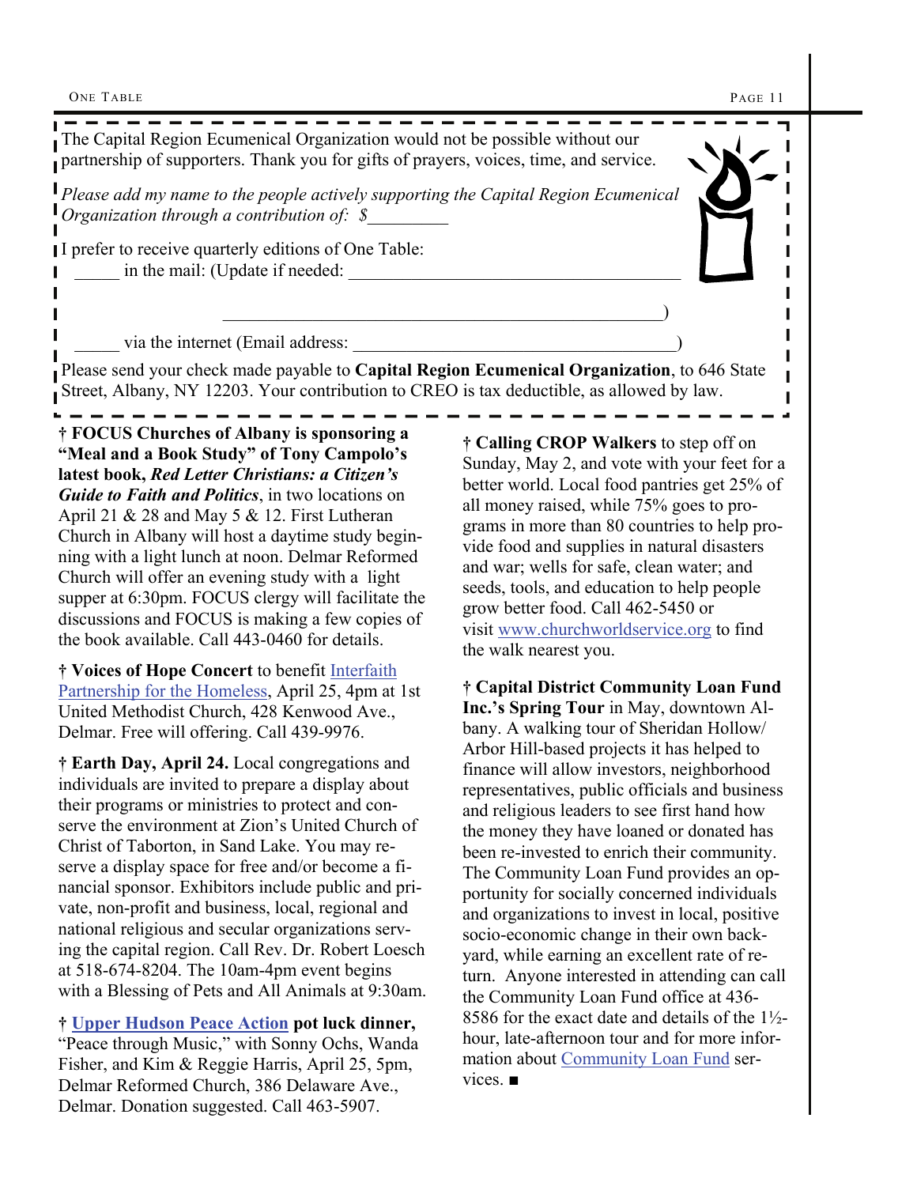The Capital Region Ecumenical Organization would not be possible without our partnership of supporters. Thank you for gifts of prayers, voices, time, and service.

*Please add my name to the people actively supporting the Capital Region Ecumenical Organization through a contribution of: $_________*

I prefer to receive quarterly editions of One Table:

_____ in the mail: (Update if needed: ____________________________________

__________________________________________________)

_____ via the internet (Email address: ____________________________________)

Please send your check made payable to **Capital Region Ecumenical Organization**, to 646 State Street, Albany, NY 12203. Your contribution to CREO is tax deductible, as allowed by law.

† **FOCUS Churches of Albany is sponsoring a "Meal and a Book Study" of Tony Campolo's latest book, *Red Letter Christians: a Citizen's Guide to Faith and Politics***, in two locations on April 21 & 28 and May 5 & 12. First Lutheran Church in Albany will host a daytime study beginning with a light lunch at noon. Delmar Reformed Church will offer an evening study with a light supper at 6:30pm. FOCUS clergy will facilitate the discussions and FOCUS is making a few copies of the book available. Call 443-0460 for details.

† **Voices of Hope Concert** to benefit Interfaith Partnership for the Homeless, April 25, 4pm at 1st United Methodist Church, 428 Kenwood Ave., Delmar. Free will offering. Call 439-9976.

† **Earth Day, April 24.** Local congregations and individuals are invited to prepare a display about their programs or ministries to protect and conserve the environment at Zion's United Church of Christ of Taborton, in Sand Lake. You may reserve a display space for free and/or become a financial sponsor. Exhibitors include public and private, non-profit and business, local, regional and national religious and secular organizations serving the capital region. Call Rev. Dr. Robert Loesch at 518-674-8204. The 10am-4pm event begins with a Blessing of Pets and All Animals at 9:30am.

† **Upper Hudson Peace Action pot luck dinner,** "Peace through Music," with Sonny Ochs, Wanda Fisher, and Kim & Reggie Harris, April 25, 5pm, Delmar Reformed Church, 386 Delaware Ave., Delmar. Donation suggested. Call 463-5907.

† **Calling CROP Walkers** to step off on Sunday, May 2, and vote with your feet for a better world. Local food pantries get 25% of all money raised, while 75% goes to programs in more than 80 countries to help provide food and supplies in natural disasters and war; wells for safe, clean water; and seeds, tools, and education to help people grow better food. Call 462-5450 or visit www.churchworldservice.org to find the walk nearest you.

† **Capital District Community Loan Fund Inc.'s Spring Tour** in May, downtown Albany. A walking tour of Sheridan Hollow/ Arbor Hill-based projects it has helped to finance will allow investors, neighborhood representatives, public officials and business and religious leaders to see first hand how the money they have loaned or donated has been re-invested to enrich their community. The Community Loan Fund provides an opportunity for socially concerned individuals and organizations to invest in local, positive socio-economic change in their own backyard, while earning an excellent rate of return. Anyone interested in attending can call the Community Loan Fund office at 436-8586 for the exact date and details of the 1½-hour, late-afternoon tour and for more information about Community Loan Fund services. ■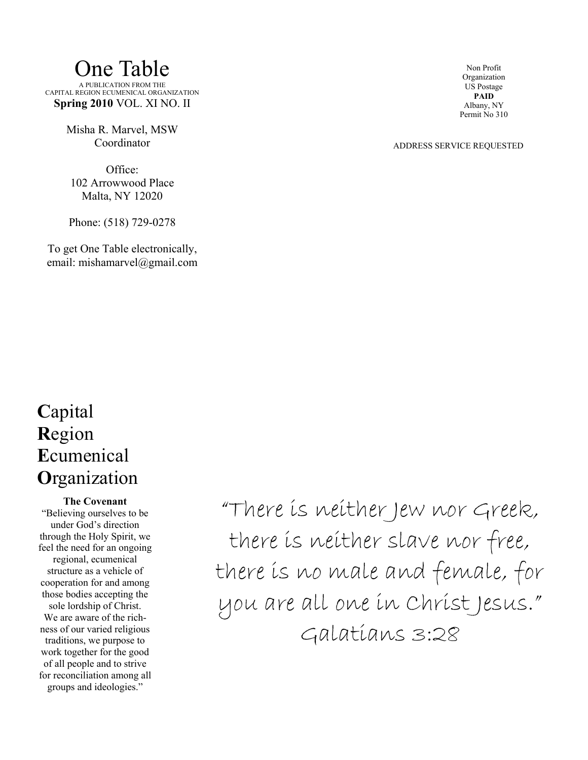# One Table

A PUBLICATION FROM THE
CAPITAL REGION ECUMENICAL ORGANIZATION

**Spring 2010** VOL. XI NO. II

Misha R. Marvel, MSW
Coordinator

Office:
102 Arrowwood Place
Malta, NY 12020

Phone: (518) 729-0278

To get One Table electronically,
email: mishamarvel@gmail.com

Non Profit
Organization
US Postage
**PAID**
Albany, NY
Permit No 310

ADDRESS SERVICE REQUESTED

## **C**apital **R**egion **E**cumenical **O**rganization

**The Covenant**

"Believing ourselves to be under God's direction through the Holy Spirit, we feel the need for an ongoing regional, ecumenical structure as a vehicle of cooperation for and among those bodies accepting the sole lordship of Christ. We are aware of the richness of our varied religious traditions, we purpose to work together for the good of all people and to strive for reconciliation among all groups and ideologies."

"There is neither Jew nor Greek, there is neither slave nor free, there is no male and female, for you are all one in Christ Jesus."
Galatians 3:28